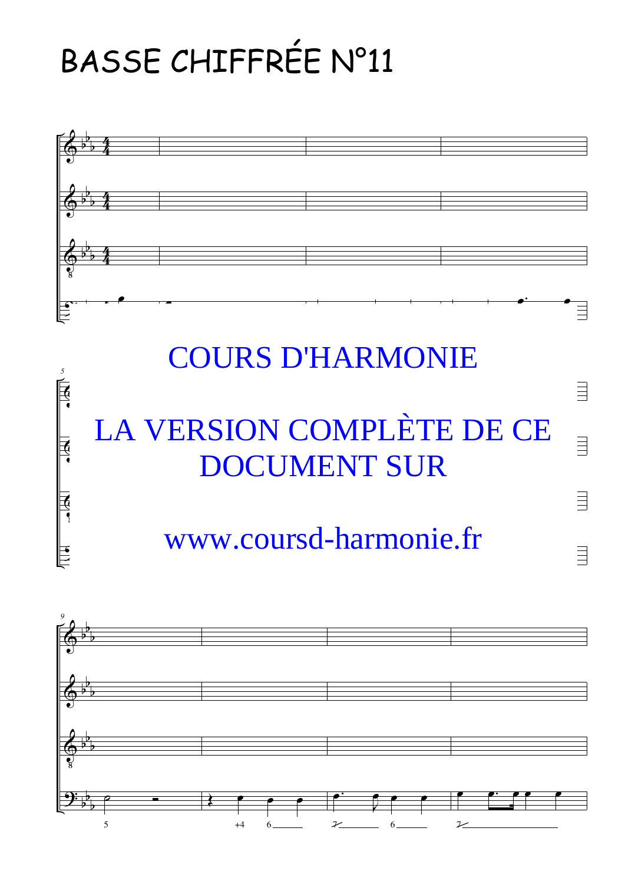# BASSE CHIFFRÉE N°11

COURS D'HARMONIE

LA VERSION COMPLÈTE DE CE DOCUMENT SUR

www.coursd-harmonie.fr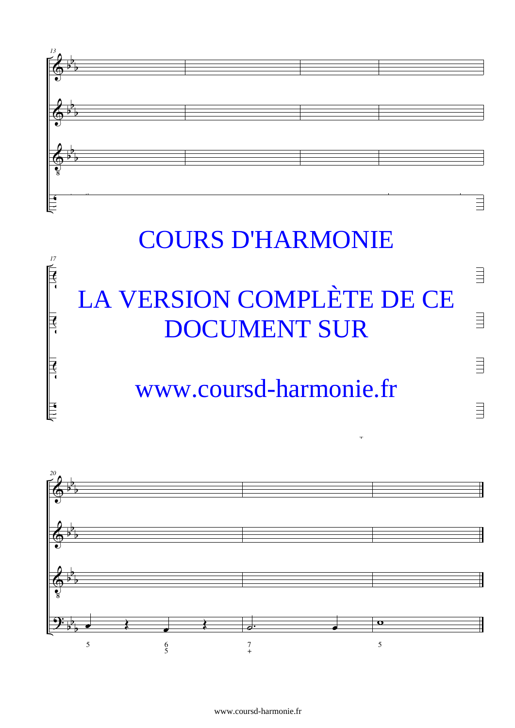COURS D'HARMONIE

LA VERSION COMPLÈTE DE CE DOCUMENT SUR

www.coursd-harmonie.fr